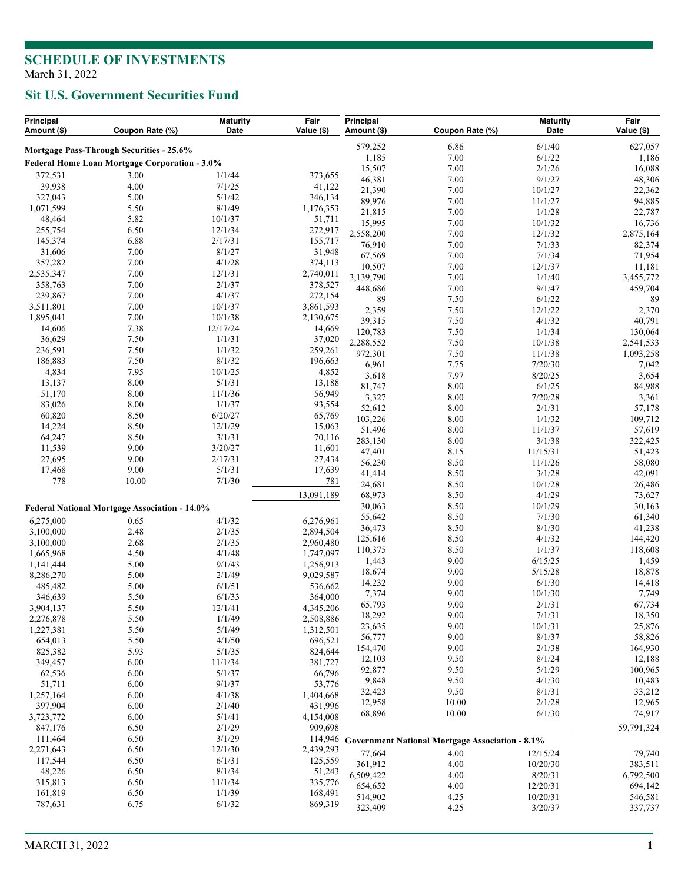# SCHEDULE OF INVESTMENTS

March 31, 2022

## Sit U.S. Government Securities Fund

| Principal Amount ($) | Coupon Rate (%) | Maturity Date | Fair Value ($) |
|---|---|---|---|
| **Mortgage Pass-Through Securities - 25.6%** | | | |
| **Federal Home Loan Mortgage Corporation - 3.0%** | | | |
| 372,531 | 3.00 | 1/1/44 | 373,655 |
| 39,938 | 4.00 | 7/1/25 | 41,122 |
| 327,043 | 5.00 | 5/1/42 | 346,134 |
| 1,071,599 | 5.50 | 8/1/49 | 1,176,353 |
| 48,464 | 5.82 | 10/1/37 | 51,711 |
| 255,754 | 6.50 | 12/1/34 | 272,917 |
| 145,374 | 6.88 | 2/17/31 | 155,717 |
| 31,606 | 7.00 | 8/1/27 | 31,948 |
| 357,282 | 7.00 | 4/1/28 | 374,113 |
| 2,535,347 | 7.00 | 12/1/31 | 2,740,011 |
| 358,763 | 7.00 | 2/1/37 | 378,527 |
| 239,867 | 7.00 | 4/1/37 | 272,154 |
| 3,511,801 | 7.00 | 10/1/37 | 3,861,593 |
| 1,895,041 | 7.00 | 10/1/38 | 2,130,675 |
| 14,606 | 7.38 | 12/17/24 | 14,669 |
| 36,629 | 7.50 | 1/1/31 | 37,020 |
| 236,591 | 7.50 | 1/1/32 | 259,261 |
| 186,883 | 7.50 | 8/1/32 | 196,663 |
| 4,834 | 7.95 | 10/1/25 | 4,852 |
| 13,137 | 8.00 | 5/1/31 | 13,188 |
| 51,170 | 8.00 | 11/1/36 | 56,949 |
| 83,026 | 8.00 | 1/1/37 | 93,554 |
| 60,820 | 8.50 | 6/20/27 | 65,769 |
| 14,224 | 8.50 | 12/1/29 | 15,063 |
| 64,247 | 8.50 | 3/1/31 | 70,116 |
| 11,539 | 9.00 | 3/20/27 | 11,601 |
| 27,695 | 9.00 | 2/17/31 | 27,434 |
| 17,468 | 9.00 | 5/1/31 | 17,639 |
| 778 | 10.00 | 7/1/30 | 781 |
| | | | 13,091,189 |
| **Federal National Mortgage Association - 14.0%** | | | |
| 6,275,000 | 0.65 | 4/1/32 | 6,276,961 |
| 3,100,000 | 2.48 | 2/1/35 | 2,894,504 |
| 3,100,000 | 2.68 | 2/1/35 | 2,960,480 |
| 1,665,968 | 4.50 | 4/1/48 | 1,747,097 |
| 1,141,444 | 5.00 | 9/1/43 | 1,256,913 |
| 8,286,270 | 5.00 | 2/1/49 | 9,029,587 |
| 485,482 | 5.00 | 6/1/51 | 536,662 |
| 346,639 | 5.50 | 6/1/33 | 364,000 |
| 3,904,137 | 5.50 | 12/1/41 | 4,345,206 |
| 2,276,878 | 5.50 | 1/1/49 | 2,508,886 |
| 1,227,381 | 5.50 | 5/1/49 | 1,312,501 |
| 654,013 | 5.50 | 4/1/50 | 696,521 |
| 825,382 | 5.93 | 5/1/35 | 824,644 |
| 349,457 | 6.00 | 11/1/34 | 381,727 |
| 62,536 | 6.00 | 5/1/37 | 66,796 |
| 51,711 | 6.00 | 9/1/37 | 53,776 |
| 1,257,164 | 6.00 | 4/1/38 | 1,404,668 |
| 397,904 | 6.00 | 2/1/40 | 431,996 |
| 3,723,772 | 6.00 | 5/1/41 | 4,154,008 |
| 847,176 | 6.50 | 2/1/29 | 909,698 |
| 111,464 | 6.50 | 3/1/29 | 114,946 |
| 2,271,643 | 6.50 | 12/1/30 | 2,439,293 |
| 117,544 | 6.50 | 6/1/31 | 125,559 |
| 48,226 | 6.50 | 8/1/34 | 51,243 |
| 315,813 | 6.50 | 11/1/34 | 335,776 |
| 161,819 | 6.50 | 1/1/39 | 168,491 |
| 787,631 | 6.75 | 6/1/32 | 869,319 |
| 579,252 | 6.86 | 6/1/40 | 627,057 |
| 1,185 | 7.00 | 6/1/22 | 1,186 |
| 15,507 | 7.00 | 2/1/26 | 16,088 |
| 46,381 | 7.00 | 9/1/27 | 48,306 |
| 21,390 | 7.00 | 10/1/27 | 22,362 |
| 89,976 | 7.00 | 11/1/27 | 94,885 |
| 21,815 | 7.00 | 1/1/28 | 22,787 |
| 15,995 | 7.00 | 10/1/32 | 16,736 |
| 2,558,200 | 7.00 | 12/1/32 | 2,875,164 |
| 76,910 | 7.00 | 7/1/33 | 82,374 |
| 67,569 | 7.00 | 7/1/34 | 71,954 |
| 10,507 | 7.00 | 12/1/37 | 11,181 |
| 3,139,790 | 7.00 | 1/1/40 | 3,455,772 |
| 448,686 | 7.00 | 9/1/47 | 459,704 |
| 89 | 7.50 | 6/1/22 | 89 |
| 2,359 | 7.50 | 12/1/22 | 2,370 |
| 39,315 | 7.50 | 4/1/32 | 40,791 |
| 120,783 | 7.50 | 1/1/34 | 130,064 |
| 2,288,552 | 7.50 | 10/1/38 | 2,541,533 |
| 972,301 | 7.50 | 11/1/38 | 1,093,258 |
| 6,961 | 7.75 | 7/20/30 | 7,042 |
| 3,618 | 7.97 | 8/20/25 | 3,654 |
| 81,747 | 8.00 | 6/1/25 | 84,988 |
| 3,327 | 8.00 | 7/20/28 | 3,361 |
| 52,612 | 8.00 | 2/1/31 | 57,178 |
| 103,226 | 8.00 | 1/1/32 | 109,712 |
| 51,496 | 8.00 | 11/1/37 | 57,619 |
| 283,130 | 8.00 | 3/1/38 | 322,425 |
| 47,401 | 8.15 | 11/15/31 | 51,423 |
| 56,230 | 8.50 | 11/1/26 | 58,080 |
| 41,414 | 8.50 | 3/1/28 | 42,091 |
| 24,681 | 8.50 | 10/1/28 | 26,486 |
| 68,973 | 8.50 | 4/1/29 | 73,627 |
| 30,063 | 8.50 | 10/1/29 | 30,163 |
| 55,642 | 8.50 | 7/1/30 | 61,340 |
| 36,473 | 8.50 | 8/1/30 | 41,238 |
| 125,616 | 8.50 | 4/1/32 | 144,420 |
| 110,375 | 8.50 | 1/1/37 | 118,608 |
| 1,443 | 9.00 | 6/15/25 | 1,459 |
| 18,674 | 9.00 | 5/15/28 | 18,878 |
| 14,232 | 9.00 | 6/1/30 | 14,418 |
| 7,374 | 9.00 | 10/1/30 | 7,749 |
| 65,793 | 9.00 | 2/1/31 | 67,734 |
| 18,292 | 9.00 | 7/1/31 | 18,350 |
| 23,635 | 9.00 | 10/1/31 | 25,876 |
| 56,777 | 9.00 | 8/1/37 | 58,826 |
| 154,470 | 9.00 | 2/1/38 | 164,930 |
| 12,103 | 9.50 | 8/1/24 | 12,188 |
| 92,877 | 9.50 | 5/1/29 | 100,965 |
| 9,848 | 9.50 | 4/1/30 | 10,483 |
| 32,423 | 9.50 | 8/1/31 | 33,212 |
| 12,958 | 10.00 | 2/1/28 | 12,965 |
| 68,896 | 10.00 | 6/1/30 | 74,917 |
| | | | 59,791,324 |
| **Government National Mortgage Association - 8.1%** | | | |
| 77,664 | 4.00 | 12/15/24 | 79,740 |
| 361,912 | 4.00 | 10/20/30 | 383,511 |
| 6,509,422 | 4.00 | 8/20/31 | 6,792,500 |
| 654,652 | 4.00 | 12/20/31 | 694,142 |
| 514,902 | 4.25 | 10/20/31 | 546,581 |
| 323,409 | 4.25 | 3/20/37 | 337,737 |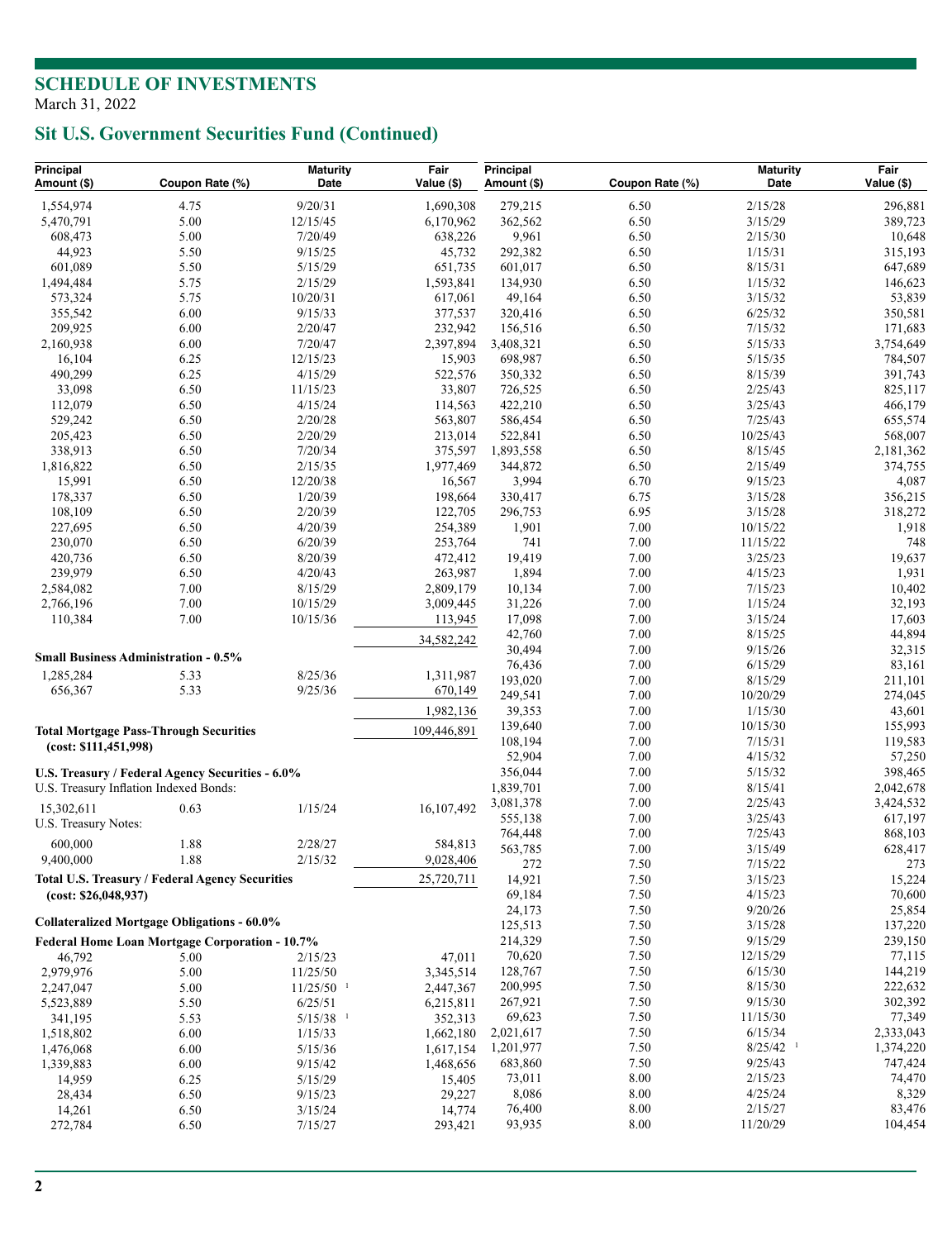# SCHEDULE OF INVESTMENTS

March 31, 2022

## Sit U.S. Government Securities Fund (Continued)

| Principal Amount ($) | Coupon Rate (%) | Maturity Date | Fair Value ($) |
|---|---|---|---|
| 1,554,974 | 4.75 | 9/20/31 | 1,690,308 |
| 5,470,791 | 5.00 | 12/15/45 | 6,170,962 |
| 608,473 | 5.00 | 7/20/49 | 638,226 |
| 44,923 | 5.50 | 9/15/25 | 45,732 |
| 601,089 | 5.50 | 5/15/29 | 651,735 |
| 1,494,484 | 5.75 | 2/15/29 | 1,593,841 |
| 573,324 | 5.75 | 10/20/31 | 617,061 |
| 355,542 | 6.00 | 9/15/33 | 377,537 |
| 209,925 | 6.00 | 2/20/47 | 232,942 |
| 2,160,938 | 6.00 | 7/20/47 | 2,397,894 |
| 16,104 | 6.25 | 12/15/23 | 15,903 |
| 490,299 | 6.25 | 4/15/29 | 522,576 |
| 33,098 | 6.50 | 11/15/23 | 33,807 |
| 112,079 | 6.50 | 4/15/24 | 114,563 |
| 529,242 | 6.50 | 2/20/28 | 563,807 |
| 205,423 | 6.50 | 2/20/29 | 213,014 |
| 338,913 | 6.50 | 7/20/34 | 375,597 |
| 1,816,822 | 6.50 | 2/15/35 | 1,977,469 |
| 15,991 | 6.50 | 12/20/38 | 16,567 |
| 178,337 | 6.50 | 1/20/39 | 198,664 |
| 108,109 | 6.50 | 2/20/39 | 122,705 |
| 227,695 | 6.50 | 4/20/39 | 254,389 |
| 230,070 | 6.50 | 6/20/39 | 253,764 |
| 420,736 | 6.50 | 8/20/39 | 472,412 |
| 239,979 | 6.50 | 4/20/43 | 263,987 |
| 2,584,082 | 7.00 | 8/15/29 | 2,809,179 |
| 2,766,196 | 7.00 | 10/15/29 | 3,009,445 |
| 110,384 | 7.00 | 10/15/36 | 113,945 |
| | | | 34,582,242 |

**Small Business Administration - 0.5%**

| Principal Amount ($) | Coupon Rate (%) | Maturity Date | Fair Value ($) |
|---|---|---|---|
| 1,285,284 | 5.33 | 8/25/36 | 1,311,987 |
| 656,367 | 5.33 | 9/25/36 | 670,149 |
| | | | 1,982,136 |
| **Total Mortgage Pass-Through Securities (cost: $111,451,998)** | | | 109,446,891 |

**U.S. Treasury / Federal Agency Securities - 6.0%**

| Principal Amount ($) | Coupon Rate (%) | Maturity Date | Fair Value ($) |
|---|---|---|---|
| U.S. Treasury Inflation Indexed Bonds: | | | |
| 15,302,611 | 0.63 | 1/15/24 | 16,107,492 |
| U.S. Treasury Notes: | | | |
| 600,000 | 1.88 | 2/28/27 | 584,813 |
| 9,400,000 | 1.88 | 2/15/32 | 9,028,406 |
| **Total U.S. Treasury / Federal Agency Securities (cost: $26,048,937)** | | | 25,720,711 |

**Collateralized Mortgage Obligations - 60.0%**

**Federal Home Loan Mortgage Corporation - 10.7%**

| Principal Amount ($) | Coupon Rate (%) | Maturity Date | Fair Value ($) |
|---|---|---|---|
| 46,792 | 5.00 | 2/15/23 | 47,011 |
| 2,979,976 | 5.00 | 11/25/50 | 3,345,514 |
| 2,247,047 | 5.00 | 11/25/50 [1] | 2,447,367 |
| 5,523,889 | 5.50 | 6/25/51 | 6,215,811 |
| 341,195 | 5.53 | 5/15/38 [1] | 352,313 |
| 1,518,802 | 6.00 | 1/15/33 | 1,662,180 |
| 1,476,068 | 6.00 | 5/15/36 | 1,617,154 |
| 1,339,883 | 6.00 | 9/15/42 | 1,468,656 |
| 14,959 | 6.25 | 5/15/29 | 15,405 |
| 28,434 | 6.50 | 9/15/23 | 29,227 |
| 14,261 | 6.50 | 3/15/24 | 14,774 |
| 272,784 | 6.50 | 7/15/27 | 293,421 |
| 279,215 | 6.50 | 2/15/28 | 296,881 |
| 362,562 | 6.50 | 3/15/29 | 389,723 |
| 9,961 | 6.50 | 2/15/30 | 10,648 |
| 292,382 | 6.50 | 1/15/31 | 315,193 |
| 601,017 | 6.50 | 8/15/31 | 647,689 |
| 134,930 | 6.50 | 1/15/32 | 146,623 |
| 49,164 | 6.50 | 3/15/32 | 53,839 |
| 320,416 | 6.50 | 6/25/32 | 350,581 |
| 156,516 | 6.50 | 7/15/32 | 171,683 |
| 3,408,321 | 6.50 | 5/15/33 | 3,754,649 |
| 698,987 | 6.50 | 5/15/35 | 784,507 |
| 350,332 | 6.50 | 8/15/39 | 391,743 |
| 726,525 | 6.50 | 2/25/43 | 825,117 |
| 422,210 | 6.50 | 3/25/43 | 466,179 |
| 586,454 | 6.50 | 7/25/43 | 655,574 |
| 522,841 | 6.50 | 10/25/43 | 568,007 |
| 1,893,558 | 6.50 | 8/15/45 | 2,181,362 |
| 344,872 | 6.50 | 2/15/49 | 374,755 |
| 3,994 | 6.70 | 9/15/23 | 4,087 |
| 330,417 | 6.75 | 3/15/28 | 356,215 |
| 296,753 | 6.95 | 3/15/28 | 318,272 |
| 1,901 | 7.00 | 10/15/22 | 1,918 |
| 741 | 7.00 | 11/15/22 | 748 |
| 19,419 | 7.00 | 3/25/23 | 19,637 |
| 1,894 | 7.00 | 4/15/23 | 1,931 |
| 10,134 | 7.00 | 7/15/23 | 10,402 |
| 31,226 | 7.00 | 1/15/24 | 32,193 |
| 17,098 | 7.00 | 3/15/24 | 17,603 |
| 42,760 | 7.00 | 8/15/25 | 44,894 |
| 30,494 | 7.00 | 9/15/26 | 32,315 |
| 76,436 | 7.00 | 6/15/29 | 83,161 |
| 193,020 | 7.00 | 8/15/29 | 211,101 |
| 249,541 | 7.00 | 10/20/29 | 274,045 |
| 39,353 | 7.00 | 1/15/30 | 43,601 |
| 139,640 | 7.00 | 10/15/30 | 155,993 |
| 108,194 | 7.00 | 7/15/31 | 119,583 |
| 52,904 | 7.00 | 4/15/32 | 57,250 |
| 356,044 | 7.00 | 5/15/32 | 398,465 |
| 1,839,701 | 7.00 | 8/15/41 | 2,042,678 |
| 3,081,378 | 7.00 | 2/25/43 | 3,424,532 |
| 555,138 | 7.00 | 3/25/43 | 617,197 |
| 764,448 | 7.00 | 7/25/43 | 868,103 |
| 563,785 | 7.00 | 3/15/49 | 628,417 |
| 272 | 7.50 | 7/15/22 | 273 |
| 14,921 | 7.50 | 3/15/23 | 15,224 |
| 69,184 | 7.50 | 4/15/23 | 70,600 |
| 24,173 | 7.50 | 9/20/26 | 25,854 |
| 125,513 | 7.50 | 3/15/28 | 137,220 |
| 214,329 | 7.50 | 9/15/29 | 239,150 |
| 70,620 | 7.50 | 12/15/29 | 77,115 |
| 128,767 | 7.50 | 6/15/30 | 144,219 |
| 200,995 | 7.50 | 8/15/30 | 222,632 |
| 267,921 | 7.50 | 9/15/30 | 302,392 |
| 69,623 | 7.50 | 11/15/30 | 77,349 |
| 2,021,617 | 7.50 | 6/15/34 | 2,333,043 |
| 1,201,977 | 7.50 | 8/25/42 [1] | 1,374,220 |
| 683,860 | 7.50 | 9/25/43 | 747,424 |
| 73,011 | 8.00 | 2/15/23 | 74,470 |
| 8,086 | 8.00 | 4/25/24 | 8,329 |
| 76,400 | 8.00 | 2/15/27 | 83,476 |
| 93,935 | 8.00 | 11/20/29 | 104,454 |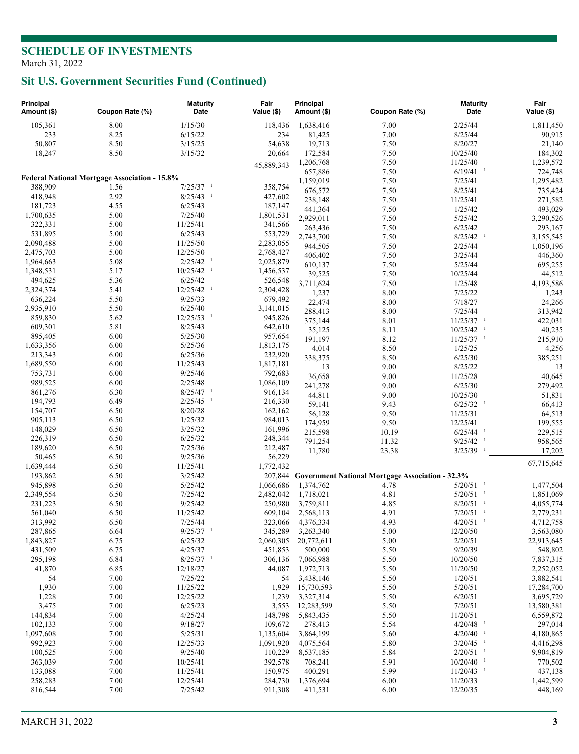# SCHEDULE OF INVESTMENTS

March 31, 2022

## Sit U.S. Government Securities Fund (Continued)

| Principal Amount ($) | Coupon Rate (%) | Maturity Date | Fair Value ($) |
|---|---|---|---|
| 105,361 | 8.00 | 1/15/30 | 118,436 |
| 233 | 8.25 | 6/15/22 | 234 |
| 50,807 | 8.50 | 3/15/25 | 54,638 |
| 18,247 | 8.50 | 3/15/32 | 20,664 |
| | | | 45,889,343 |
| **Federal National Mortgage Association - 15.8%** | | | |
| 388,909 | 1.56 | 7/25/37 [1] | 358,754 |
| 418,948 | 2.92 | 8/25/43 [1] | 427,602 |
| 181,723 | 4.55 | 6/25/43 | 187,147 |
| 1,700,635 | 5.00 | 7/25/40 | 1,801,531 |
| 322,331 | 5.00 | 11/25/41 | 341,566 |
| 531,895 | 5.00 | 6/25/43 | 553,729 |
| 2,090,488 | 5.00 | 11/25/50 | 2,283,055 |
| 2,475,703 | 5.00 | 12/25/50 | 2,768,427 |
| 1,964,663 | 5.08 | 2/25/42 [1] | 2,025,879 |
| 1,348,531 | 5.17 | 10/25/42 [1] | 1,456,537 |
| 494,625 | 5.36 | 6/25/42 | 526,548 |
| 2,324,374 | 5.41 | 12/25/42 [1] | 2,304,428 |
| 636,224 | 5.50 | 9/25/33 | 679,492 |
| 2,935,910 | 5.50 | 6/25/40 | 3,141,015 |
| 859,830 | 5.62 | 12/25/53 [1] | 945,826 |
| 609,301 | 5.81 | 8/25/43 | 642,610 |
| 895,405 | 6.00 | 5/25/30 | 957,654 |
| 1,633,356 | 6.00 | 5/25/36 | 1,813,175 |
| 213,343 | 6.00 | 6/25/36 | 232,920 |
| 1,689,550 | 6.00 | 11/25/43 | 1,817,181 |
| 753,731 | 6.00 | 9/25/46 | 792,683 |
| 989,525 | 6.00 | 2/25/48 | 1,086,109 |
| 861,276 | 6.30 | 8/25/47 [1] | 916,134 |
| 194,793 | 6.49 | 2/25/45 [1] | 216,330 |
| 154,707 | 6.50 | 8/20/28 | 162,162 |
| 905,113 | 6.50 | 1/25/32 | 984,013 |
| 148,029 | 6.50 | 3/25/32 | 161,996 |
| 226,319 | 6.50 | 6/25/32 | 248,344 |
| 189,620 | 6.50 | 7/25/36 | 212,487 |
| 50,465 | 6.50 | 9/25/36 | 56,229 |
| 1,639,444 | 6.50 | 11/25/41 | 1,772,432 |
| 193,862 | 6.50 | 3/25/42 | 207,844 |
| 945,898 | 6.50 | 5/25/42 | 1,066,686 |
| 2,349,554 | 6.50 | 7/25/42 | 2,482,042 |
| 231,223 | 6.50 | 9/25/42 | 250,980 |
| 561,040 | 6.50 | 11/25/42 | 609,104 |
| 313,992 | 6.50 | 7/25/44 | 323,066 |
| 287,865 | 6.64 | 9/25/37 [1] | 345,289 |
| 1,843,827 | 6.75 | 6/25/32 | 2,060,305 |
| 431,509 | 6.75 | 4/25/37 | 451,853 |
| 295,198 | 6.84 | 8/25/37 [1] | 306,136 |
| 41,870 | 6.85 | 12/18/27 | 44,087 |
| 54 | 7.00 | 7/25/22 | 54 |
| 1,930 | 7.00 | 11/25/22 | 1,929 |
| 1,228 | 7.00 | 12/25/22 | 1,239 |
| 3,475 | 7.00 | 6/25/23 | 3,553 |
| 144,834 | 7.00 | 4/25/24 | 148,798 |
| 102,133 | 7.00 | 9/18/27 | 109,672 |
| 1,097,608 | 7.00 | 5/25/31 | 1,135,604 |
| 992,923 | 7.00 | 12/25/33 | 1,091,920 |
| 100,525 | 7.00 | 9/25/40 | 110,229 |
| 363,039 | 7.00 | 10/25/41 | 392,578 |
| 133,088 | 7.00 | 11/25/41 | 150,975 |
| 258,283 | 7.00 | 12/25/41 | 284,730 |
| 816,544 | 7.00 | 7/25/42 | 911,308 |
| 1,638,416 | 7.00 | 2/25/44 | 1,811,450 |
| 81,425 | 7.00 | 8/25/44 | 90,915 |
| 19,713 | 7.50 | 8/20/27 | 21,140 |
| 172,584 | 7.50 | 10/25/40 | 184,302 |
| 1,206,768 | 7.50 | 11/25/40 | 1,239,572 |
| 657,886 | 7.50 | 6/19/41 [1] | 724,748 |
| 1,159,019 | 7.50 | 7/25/41 | 1,295,482 |
| 676,572 | 7.50 | 8/25/41 | 735,424 |
| 238,148 | 7.50 | 11/25/41 | 271,582 |
| 441,364 | 7.50 | 1/25/42 | 493,029 |
| 2,929,011 | 7.50 | 5/25/42 | 3,290,526 |
| 263,436 | 7.50 | 6/25/42 | 293,167 |
| 2,743,700 | 7.50 | 8/25/42 [1] | 3,155,545 |
| 944,505 | 7.50 | 2/25/44 | 1,050,196 |
| 406,402 | 7.50 | 3/25/44 | 446,360 |
| 610,137 | 7.50 | 5/25/44 | 695,255 |
| 39,525 | 7.50 | 10/25/44 | 44,512 |
| 3,711,624 | 7.50 | 1/25/48 | 4,193,586 |
| 1,237 | 8.00 | 7/25/22 | 1,243 |
| 22,474 | 8.00 | 7/18/27 | 24,266 |
| 288,413 | 8.00 | 7/25/44 | 313,942 |
| 375,144 | 8.01 | 11/25/37 [1] | 422,031 |
| 35,125 | 8.11 | 10/25/42 [1] | 40,235 |
| 191,197 | 8.12 | 11/25/37 [1] | 215,910 |
| 4,014 | 8.50 | 1/25/25 | 4,256 |
| 338,375 | 8.50 | 6/25/30 | 385,251 |
| 13 | 9.00 | 8/25/22 | 13 |
| 36,658 | 9.00 | 11/25/28 | 40,645 |
| 241,278 | 9.00 | 6/25/30 | 279,492 |
| 44,811 | 9.00 | 10/25/30 | 51,831 |
| 59,141 | 9.43 | 6/25/32 [1] | 66,413 |
| 56,128 | 9.50 | 11/25/31 | 64,513 |
| 174,959 | 9.50 | 12/25/41 | 199,555 |
| 215,598 | 10.19 | 6/25/44 [1] | 229,515 |
| 791,254 | 11.32 | 9/25/42 [1] | 958,565 |
| 11,780 | 23.38 | 3/25/39 [1] | 17,202 |
| | | | 67,715,645 |
| **Government National Mortgage Association - 32.3%** | | | |
| 1,374,762 | 4.78 | 5/20/51 [1] | 1,477,504 |
| 1,718,021 | 4.81 | 5/20/51 [1] | 1,851,069 |
| 3,759,811 | 4.85 | 8/20/51 [1] | 4,055,774 |
| 2,568,113 | 4.91 | 7/20/51 [1] | 2,779,231 |
| 4,376,334 | 4.93 | 4/20/51 [1] | 4,712,758 |
| 3,263,340 | 5.00 | 12/20/50 | 3,563,080 |
| 20,772,611 | 5.00 | 2/20/51 | 22,913,645 |
| 500,000 | 5.50 | 9/20/39 | 548,802 |
| 7,066,988 | 5.50 | 10/20/50 | 7,837,315 |
| 1,972,713 | 5.50 | 11/20/50 | 2,252,052 |
| 3,438,146 | 5.50 | 1/20/51 | 3,882,541 |
| 15,730,593 | 5.50 | 5/20/51 | 17,284,700 |
| 3,327,314 | 5.50 | 6/20/51 | 3,695,729 |
| 12,283,599 | 5.50 | 7/20/51 | 13,580,381 |
| 5,843,435 | 5.50 | 11/20/51 | 6,559,872 |
| 278,413 | 5.54 | 4/20/48 [1] | 297,014 |
| 3,864,199 | 5.60 | 4/20/40 [1] | 4,180,865 |
| 4,075,564 | 5.80 | 3/20/45 [1] | 4,416,298 |
| 8,537,185 | 5.84 | 2/20/51 [1] | 9,904,819 |
| 708,241 | 5.91 | 10/20/40 [1] | 770,502 |
| 400,291 | 5.99 | 11/20/43 [1] | 437,138 |
| 1,376,694 | 6.00 | 11/20/33 | 1,442,599 |
| 411,531 | 6.00 | 12/20/35 | 448,169 |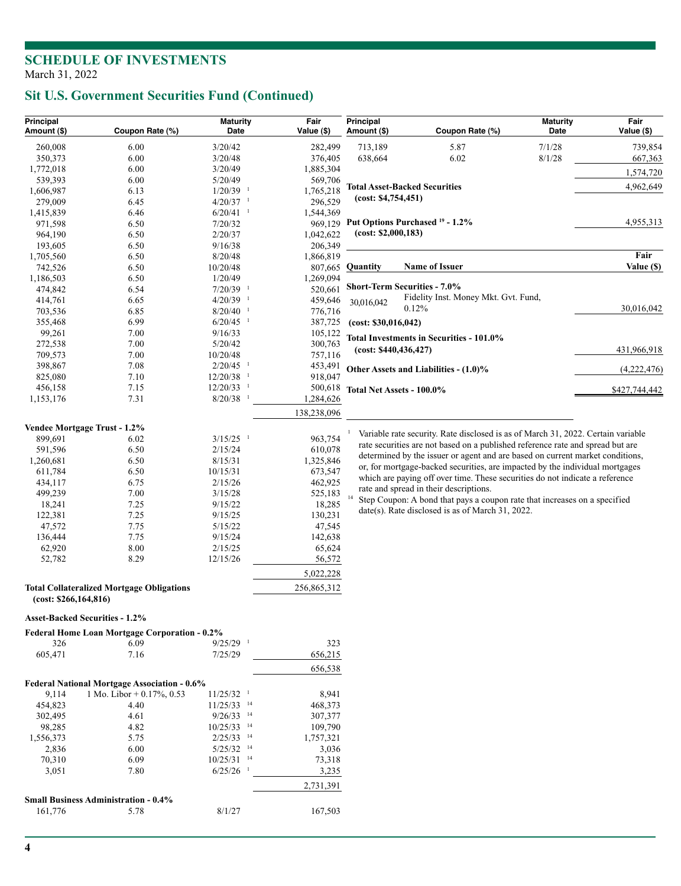## SCHEDULE OF INVESTMENTS

March 31, 2022

## Sit U.S. Government Securities Fund (Continued)

| Principal Amount ($) | Coupon Rate (%) | Maturity Date | Fair Value ($) |
|---|---|---|---|
| 260,008 | 6.00 | 3/20/42 | 282,499 |
| 350,373 | 6.00 | 3/20/48 | 376,405 |
| 1,772,018 | 6.00 | 3/20/49 | 1,885,304 |
| 539,393 | 6.00 | 5/20/49 | 569,706 |
| 1,606,987 | 6.13 | 1/20/39 [1] | 1,765,218 |
| 279,009 | 6.45 | 4/20/37 [1] | 296,529 |
| 1,415,839 | 6.46 | 6/20/41 [1] | 1,544,369 |
| 971,598 | 6.50 | 7/20/32 | 969,129 |
| 964,190 | 6.50 | 2/20/37 | 1,042,622 |
| 193,605 | 6.50 | 9/16/38 | 206,349 |
| 1,705,560 | 6.50 | 8/20/48 | 1,866,819 |
| 742,526 | 6.50 | 10/20/48 | 807,665 |
| 1,186,503 | 6.50 | 1/20/49 | 1,269,094 |
| 474,842 | 6.54 | 7/20/39 [1] | 520,661 |
| 414,761 | 6.65 | 4/20/39 [1] | 459,646 |
| 703,536 | 6.85 | 8/20/40 [1] | 776,716 |
| 355,468 | 6.99 | 6/20/45 [1] | 387,725 |
| 99,261 | 7.00 | 9/16/33 | 105,122 |
| 272,538 | 7.00 | 5/20/42 | 300,763 |
| 709,573 | 7.00 | 10/20/48 | 757,116 |
| 398,867 | 7.08 | 2/20/45 [1] | 453,491 |
| 825,080 | 7.10 | 12/20/38 [1] | 918,047 |
| 456,158 | 7.15 | 12/20/33 [1] | 500,618 |
| 1,153,176 | 7.31 | 8/20/38 [1] | 1,284,626 |
| | | | 138,238,096 |
| **Vendee Mortgage Trust - 1.2%** | | | |
| 899,691 | 6.02 | 3/15/25 [1] | 963,754 |
| 591,596 | 6.50 | 2/15/24 | 610,078 |
| 1,260,681 | 6.50 | 8/15/31 | 1,325,846 |
| 611,784 | 6.50 | 10/15/31 | 673,547 |
| 434,117 | 6.75 | 2/15/26 | 462,925 |
| 499,239 | 7.00 | 3/15/28 | 525,183 |
| 18,241 | 7.25 | 9/15/22 | 18,285 |
| 122,381 | 7.25 | 9/15/25 | 130,231 |
| 47,572 | 7.75 | 5/15/22 | 47,545 |
| 136,444 | 7.75 | 9/15/24 | 142,638 |
| 62,920 | 8.00 | 2/15/25 | 65,624 |
| 52,782 | 8.29 | 12/15/26 | 56,572 |
| | | | 5,022,228 |
| **Total Collateralized Mortgage Obligations (cost: $266,164,816)** | | | 256,865,312 |
| **Asset-Backed Securities - 1.2%** | | | |
| **Federal Home Loan Mortgage Corporation - 0.2%** | | | |
| 326 | 6.09 | 9/25/29 [1] | 323 |
| 605,471 | 7.16 | 7/25/29 | 656,215 |
| | | | 656,538 |
| **Federal National Mortgage Association - 0.6%** | | | |
| 9,114 | 1 Mo. Libor + 0.17%, 0.53 | 11/25/32 [1] | 8,941 |
| 454,823 | 4.40 | 11/25/33 [14] | 468,373 |
| 302,495 | 4.61 | 9/26/33 [14] | 307,377 |
| 98,285 | 4.82 | 10/25/33 [14] | 109,790 |
| 1,556,373 | 5.75 | 2/25/33 [14] | 1,757,321 |
| 2,836 | 6.00 | 5/25/32 [14] | 3,036 |
| 70,310 | 6.09 | 10/25/31 [14] | 73,318 |
| 3,051 | 7.80 | 6/25/26 [1] | 3,235 |
| | | | 2,731,391 |
| **Small Business Administration - 0.4%** | | | |
| 161,776 | 5.78 | 8/1/27 | 167,503 |
| 713,189 | 5.87 | 7/1/28 | 739,854 |
| 638,664 | 6.02 | 8/1/28 | 667,363 |
| | | | 1,574,720 |
| **Total Asset-Backed Securities (cost: $4,754,451)** | | | 4,962,649 |
| **Put Options Purchased [19] - 1.2% (cost: $2,000,183)** | | | 4,955,313 |

| Quantity | Name of Issuer | Fair Value ($) |
|---|---|---|
| **Short-Term Securities - 7.0%** | | |
| 30,016,042 | Fidelity Inst. Money Mkt. Gvt. Fund, 0.12% | 30,016,042 |
| **(cost: $30,016,042)** | | |
| **Total Investments in Securities - 101.0% (cost: $440,436,427)** | | 431,966,918 |
| **Other Assets and Liabilities - (1.0)%** | | (4,222,476) |
| **Total Net Assets - 100.0%** | | $427,744,442 |

[1] Variable rate security. Rate disclosed is as of March 31, 2022. Certain variable rate securities are not based on a published reference rate and spread but are determined by the issuer or agent and are based on current market conditions, or, for mortgage-backed securities, are impacted by the individual mortgages which are paying off over time. These securities do not indicate a reference rate and spread in their descriptions.

[14] Step Coupon: A bond that pays a coupon rate that increases on a specified date(s). Rate disclosed is as of March 31, 2022.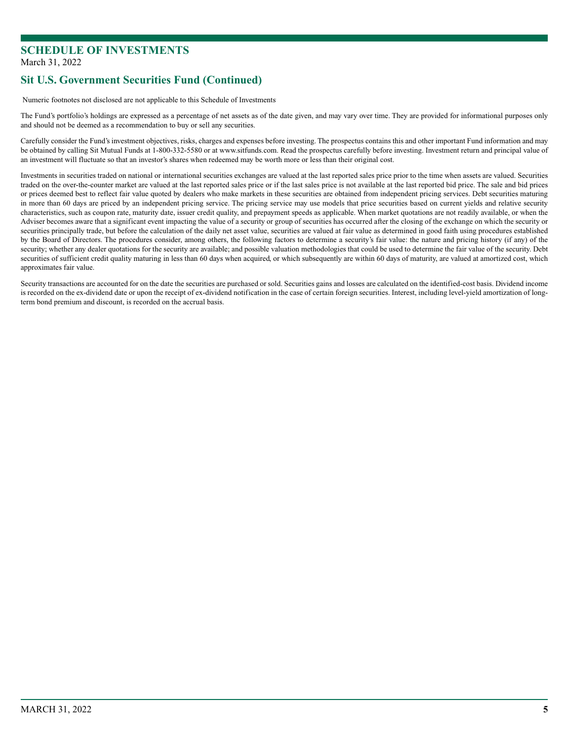# SCHEDULE OF INVESTMENTS

March 31, 2022

## Sit U.S. Government Securities Fund (Continued)

Numeric footnotes not disclosed are not applicable to this Schedule of Investments

The Fund's portfolio's holdings are expressed as a percentage of net assets as of the date given, and may vary over time. They are provided for informational purposes only and should not be deemed as a recommendation to buy or sell any securities.

Carefully consider the Fund's investment objectives, risks, charges and expenses before investing. The prospectus contains this and other important Fund information and may be obtained by calling Sit Mutual Funds at 1-800-332-5580 or at www.sitfunds.com. Read the prospectus carefully before investing. Investment return and principal value of an investment will fluctuate so that an investor's shares when redeemed may be worth more or less than their original cost.

Investments in securities traded on national or international securities exchanges are valued at the last reported sales price prior to the time when assets are valued. Securities traded on the over-the-counter market are valued at the last reported sales price or if the last sales price is not available at the last reported bid price. The sale and bid prices or prices deemed best to reflect fair value quoted by dealers who make markets in these securities are obtained from independent pricing services. Debt securities maturing in more than 60 days are priced by an independent pricing service. The pricing service may use models that price securities based on current yields and relative security characteristics, such as coupon rate, maturity date, issuer credit quality, and prepayment speeds as applicable. When market quotations are not readily available, or when the Adviser becomes aware that a significant event impacting the value of a security or group of securities has occurred after the closing of the exchange on which the security or securities principally trade, but before the calculation of the daily net asset value, securities are valued at fair value as determined in good faith using procedures established by the Board of Directors. The procedures consider, among others, the following factors to determine a security's fair value: the nature and pricing history (if any) of the security; whether any dealer quotations for the security are available; and possible valuation methodologies that could be used to determine the fair value of the security. Debt securities of sufficient credit quality maturing in less than 60 days when acquired, or which subsequently are within 60 days of maturity, are valued at amortized cost, which approximates fair value.

Security transactions are accounted for on the date the securities are purchased or sold. Securities gains and losses are calculated on the identified-cost basis. Dividend income is recorded on the ex-dividend date or upon the receipt of ex-dividend notification in the case of certain foreign securities. Interest, including level-yield amortization of long-term bond premium and discount, is recorded on the accrual basis.